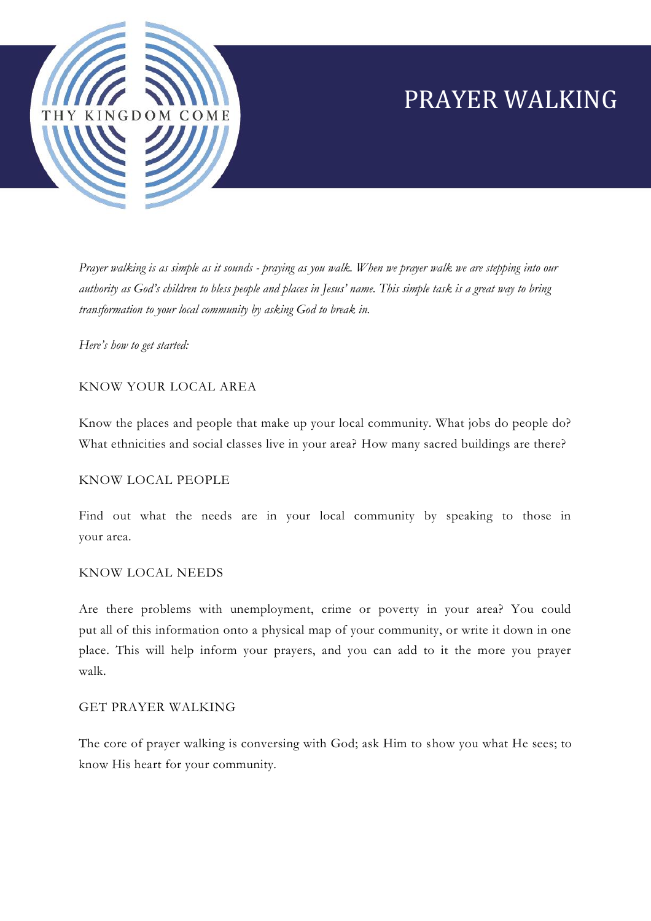THY KINGDOM COME

# PRAYER WALKING

*Prayer walking is as simple as it sounds - praying as you walk. When we prayer walk we are stepping into our authority as God's children to bless people and places in Jesus' name. This simple task is a great way to bring transformation to your local community by asking God to break in.*

*Here's how to get started:*

## KNOW YOUR LOCAL AREA

Know the places and people that make up your local community. What jobs do people do? What ethnicities and social classes live in your area? How many sacred buildings are there?

## KNOW LOCAL PEOPLE

Find out what the needs are in your local community by speaking to those in your area.

## KNOW LOCAL NEEDS

Are there problems with unemployment, crime or poverty in your area? You could put all of this information onto a physical map of your community, or write it down in one place. This will help inform your prayers, and you can add to it the more you prayer walk.

## GET PRAYER WALKING

The core of prayer walking is conversing with God; ask Him to show you what He sees; to know His heart for your community.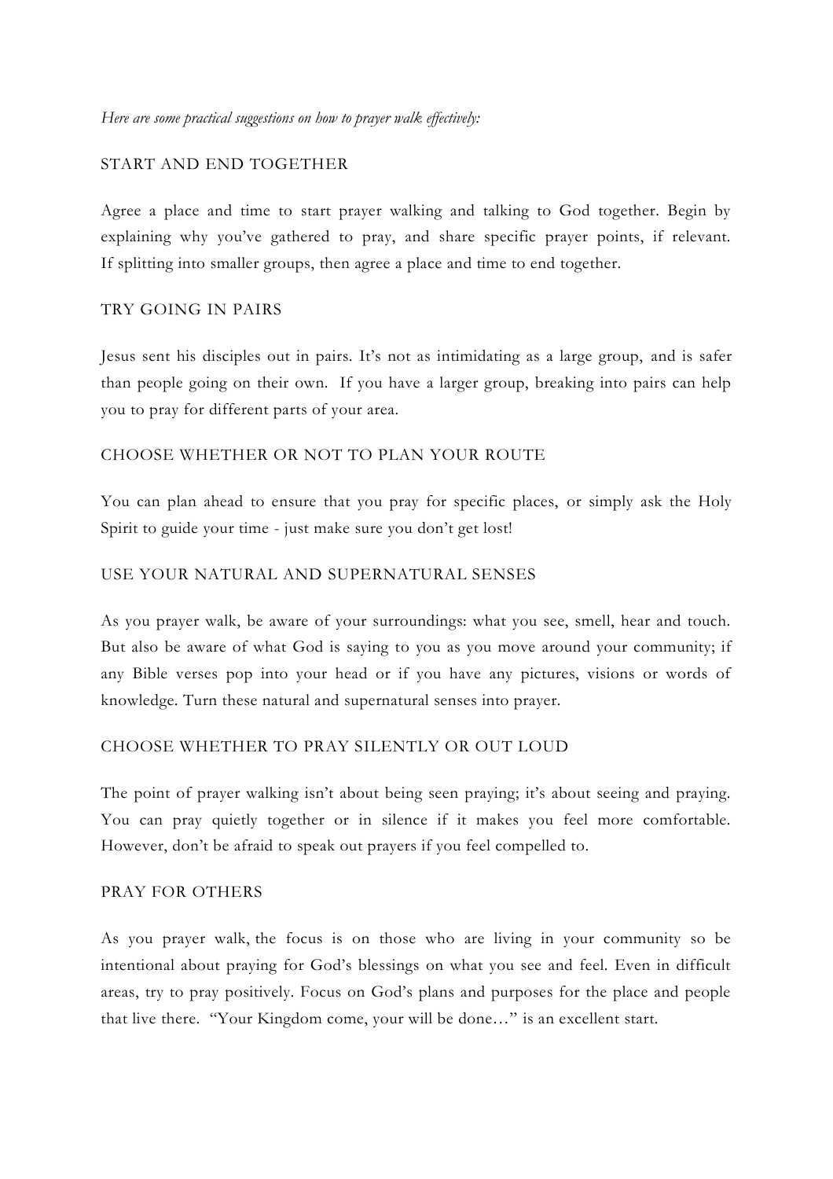*Here are some practical suggestions on how to prayer walk effectively:*

## START AND END TOGETHER

Agree a place and time to start prayer walking and talking to God together. Begin by explaining why you've gathered to pray, and share specific prayer points, if relevant. If splitting into smaller groups, then agree a place and time to end together.

## TRY GOING IN PAIRS

Jesus sent his disciples out in pairs. It's not as intimidating as a large group, and is safer than people going on their own. If you have a larger group, breaking into pairs can help you to pray for different parts of your area.

## CHOOSE WHETHER OR NOT TO PLAN YOUR ROUTE

You can plan ahead to ensure that you pray for specific places, or simply ask the Holy Spirit to guide your time - just make sure you don't get lost!

## USE YOUR NATURAL AND SUPERNATURAL SENSES

As you prayer walk, be aware of your surroundings: what you see, smell, hear and touch. But also be aware of what God is saying to you as you move around your community; if any Bible verses pop into your head or if you have any pictures, visions or words of knowledge. Turn these natural and supernatural senses into prayer.

## CHOOSE WHETHER TO PRAY SILENTLY OR OUT LOUD

The point of prayer walking isn't about being seen praying; it's about seeing and praying. You can pray quietly together or in silence if it makes you feel more comfortable. However, don't be afraid to speak out prayers if you feel compelled to.

## PRAY FOR OTHERS

As you prayer walk, the focus is on those who are living in your community so be intentional about praying for God's blessings on what you see and feel. Even in difficult areas, try to pray positively. Focus on God's plans and purposes for the place and people that live there. "Your Kingdom come, your will be done…" is an excellent start.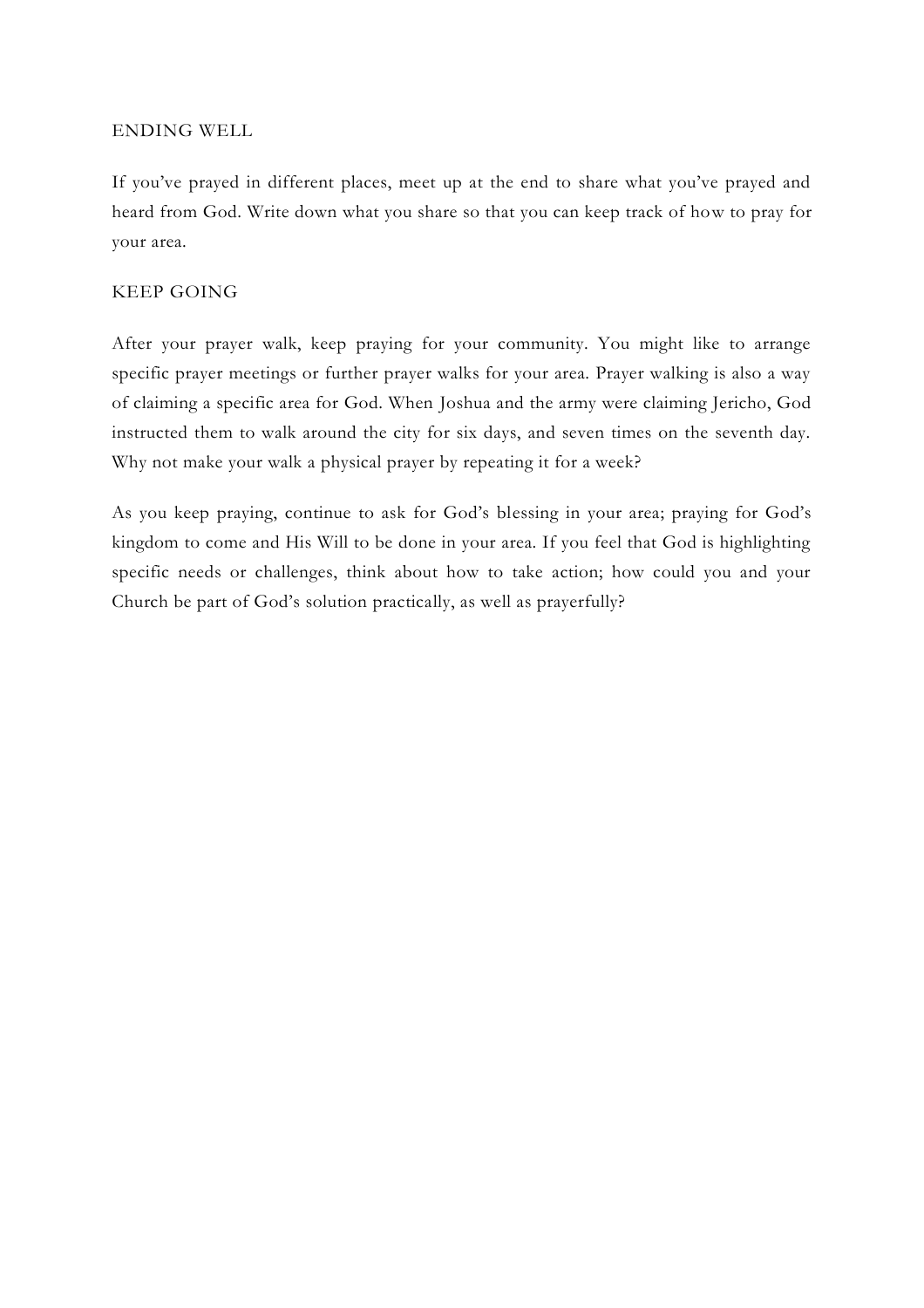## ENDING WELL

If you've prayed in different places, meet up at the end to share what you've prayed and heard from God. Write down what you share so that you can keep track of how to pray for your area.

## KEEP GOING

After your prayer walk, keep praying for your community. You might like to arrange specific prayer meetings or further prayer walks for your area. Prayer walking is also a way of claiming a specific area for God. When Joshua and the army were claiming Jericho, God instructed them to walk around the city for six days, and seven times on the seventh day. Why not make your walk a physical prayer by repeating it for a week?

As you keep praying, continue to ask for God's blessing in your area; praying for God's kingdom to come and His Will to be done in your area. If you feel that God is highlighting specific needs or challenges, think about how to take action; how could you and your Church be part of God's solution practically, as well as prayerfully?